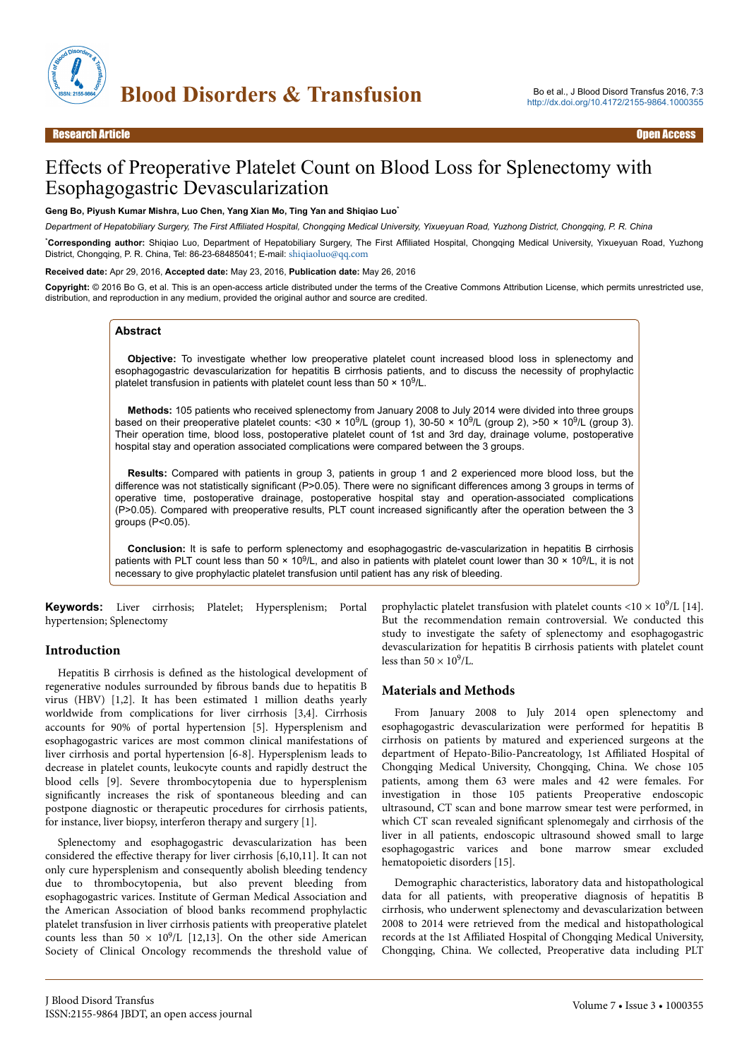Research Article · Open Access

# Effects of Preoperative Platelet Count on Blood Loss for Splenectomy with Esophagogastric Devascularization

**Geng Bo, Piyush Kumar Mishra, Luo Chen, Yang Xian Mo, Ting Yan and Shiqiao Luo***

*Department of Hepatobiliary Surgery, The First Affiliated Hospital, Chongqing Medical University, Yixueyuan Road, Yuzhong District, Chongqing, P. R. China*

***Corresponding author:** Shiqiao Luo, Department of Hepatobiliary Surgery, The First Affiliated Hospital, Chongqing Medical University, Yixueyuan Road, Yuzhong District, Chongqing, P. R. China, Tel: 86-23-68485041; E-mail: shiqiaoluo@qq.com

**Received date:** Apr 29, 2016, **Accepted date:** May 23, 2016, **Publication date:** May 26, 2016

**Copyright:** © 2016 Bo G, et al. This is an open-access article distributed under the terms of the Creative Commons Attribution License, which permits unrestricted use, distribution, and reproduction in any medium, provided the original author and source are credited.

## Abstract

**Objective:** To investigate whether low preoperative platelet count increased blood loss in splenectomy and esophagogastric devascularization for hepatitis B cirrhosis patients, and to discuss the necessity of prophylactic platelet transfusion in patients with platelet count less than $50 \times 10^9$/L.

**Methods:** 105 patients who received splenectomy from January 2008 to July 2014 were divided into three groups based on their preoperative platelet counts: <30 × $10^9$/L (group 1), 30-50 × $10^9$/L (group 2), >50 × $10^9$/L (group 3). Their operation time, blood loss, postoperative platelet count of 1st and 3rd day, drainage volume, postoperative hospital stay and operation associated complications were compared between the 3 groups.

**Results:** Compared with patients in group 3, patients in group 1 and 2 experienced more blood loss, but the difference was not statistically significant (P>0.05). There were no significant differences among 3 groups in terms of operative time, postoperative drainage, postoperative hospital stay and operation-associated complications (P>0.05). Compared with preoperative results, PLT count increased significantly after the operation between the 3 groups (P<0.05).

**Conclusion:** It is safe to perform splenectomy and esophagogastric de-vascularization in hepatitis B cirrhosis patients with PLT count less than 50 × $10^9$/L, and also in patients with platelet count lower than 30 × $10^9$/L, it is not necessary to give prophylactic platelet transfusion until patient has any risk of bleeding.

**Keywords:** Liver cirrhosis; Platelet; Hypersplenism; Portal hypertension; Splenectomy

## Introduction

Hepatitis B cirrhosis is defined as the histological development of regenerative nodules surrounded by fibrous bands due to hepatitis B virus (HBV) [1,2]. It has been estimated 1 million deaths yearly worldwide from complications for liver cirrhosis [3,4]. Cirrhosis accounts for 90% of portal hypertension [5]. Hypersplenism and esophagogastric varices are most common clinical manifestations of liver cirrhosis and portal hypertension [6-8]. Hypersplenism leads to decrease in platelet counts, leukocyte counts and rapidly destruct the blood cells [9]. Severe thrombocytopenia due to hypersplenism significantly increases the risk of spontaneous bleeding and can postpone diagnostic or therapeutic procedures for cirrhosis patients, for instance, liver biopsy, interferon therapy and surgery [1].

Splenectomy and esophagogastric devascularization has been considered the effective therapy for liver cirrhosis [6,10,11]. It can not only cure hypersplenism and consequently abolish bleeding tendency due to thrombocytopenia, but also prevent bleeding from esophagogastric varices. Institute of German Medical Association and the American Association of blood banks recommend prophylactic platelet transfusion in liver cirrhosis patients with preoperative platelet counts less than $50 \times 10^9$/L [12,13]. On the other side American Society of Clinical Oncology recommends the threshold value of prophylactic platelet transfusion with platelet counts <$10 \times 10^9$/L [14]. But the recommendation remain controversial. We conducted this study to investigate the safety of splenectomy and esophagogastric devascularization for hepatitis B cirrhosis patients with platelet count less than $50 \times 10^9$/L.

## Materials and Methods

From January 2008 to July 2014 open splenectomy and esophagogastric devascularization were performed for hepatitis B cirrhosis on patients by matured and experienced surgeons at the department of Hepato-Bilio-Pancreatology, 1st Affiliated Hospital of Chongqing Medical University, Chongqing, China. We chose 105 patients, among them 63 were males and 42 were females. For investigation in those 105 patients Preoperative endoscopic ultrasound, CT scan and bone marrow smear test were performed, in which CT scan revealed significant splenomegaly and cirrhosis of the liver in all patients, endoscopic ultrasound showed small to large esophagogastric varices and bone marrow smear excluded hematopoietic disorders [15].

Demographic characteristics, laboratory data and histopathological data for all patients, with preoperative diagnosis of hepatitis B cirrhosis, who underwent splenectomy and devascularization between 2008 to 2014 were retrieved from the medical and histopathological records at the 1st Affiliated Hospital of Chongqing Medical University, Chongqing, China. We collected, Preoperative data including PLT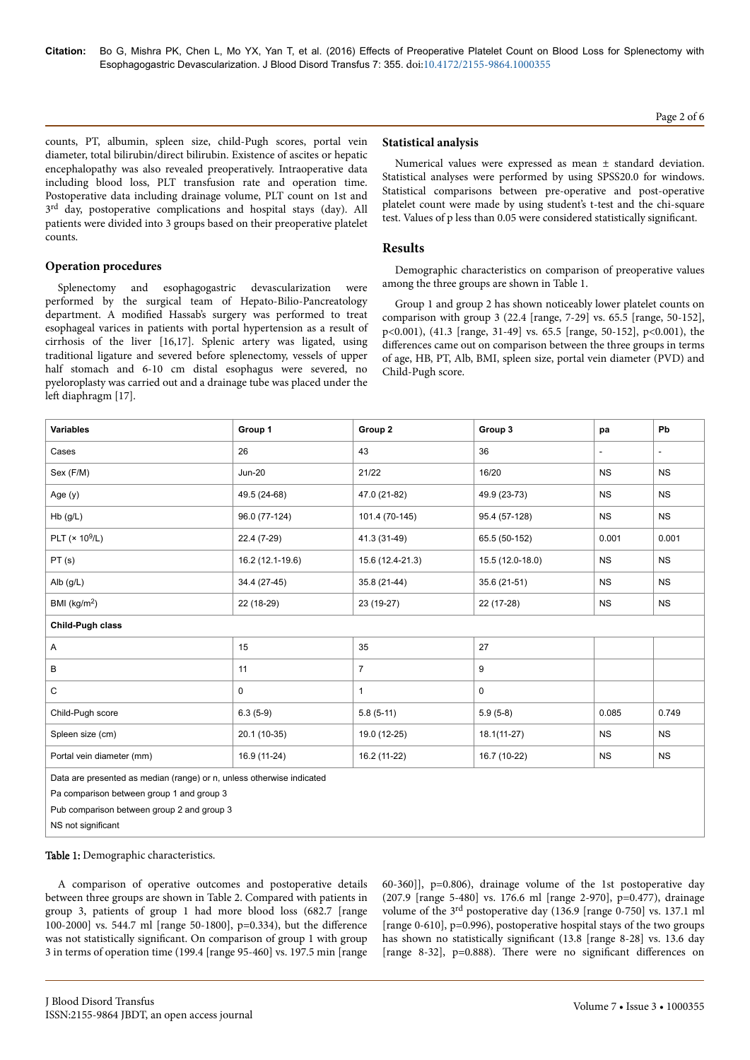counts, PT, albumin, spleen size, child-Pugh scores, portal vein diameter, total bilirubin/direct bilirubin. Existence of ascites or hepatic encephalopathy was also revealed preoperatively. Intraoperative data including blood loss, PLT transfusion rate and operation time. Postoperative data including drainage volume, PLT count on 1st and 3rd day, postoperative complications and hospital stays (day). All patients were divided into 3 groups based on their preoperative platelet counts.

### Operation procedures

Splenectomy and esophagogastric devascularization were performed by the surgical team of Hepato-Bilio-Pancreatology department. A modified Hassab's surgery was performed to treat esophageal varices in patients with portal hypertension as a result of cirrhosis of the liver [16,17]. Splenic artery was ligated, using traditional ligature and severed before splenectomy, vessels of upper half stomach and 6-10 cm distal esophagus were severed, no pyeloroplasty was carried out and a drainage tube was placed under the left diaphragm [17].

### Statistical analysis

Numerical values were expressed as mean ± standard deviation. Statistical analyses were performed by using SPSS20.0 for windows. Statistical comparisons between pre-operative and post-operative platelet count were made by using student's t-test and the chi-square test. Values of p less than 0.05 were considered statistically significant.

## Results

Demographic characteristics on comparison of preoperative values among the three groups are shown in Table 1.

Group 1 and group 2 has shown noticeably lower platelet counts on comparison with group 3 (22.4 [range, 7-29] vs. 65.5 [range, 50-152], $p<0.001$), (41.3 [range, 31-49] vs. 65.5 [range, 50-152], $p<0.001$), the differences came out on comparison between the three groups in terms of age, HB, PT, Alb, BMI, spleen size, portal vein diameter (PVD) and Child-Pugh score.

| Variables | Group 1 | Group 2 | Group 3 | pa | Pb |
|---|---|---|---|---|---|
| Cases | 26 | 43 | 36 | - | - |
| Sex (F/M) | Jun-20 | 21/22 | 16/20 | NS | NS |
| Age (y) | 49.5 (24-68) | 47.0 (21-82) | 49.9 (23-73) | NS | NS |
| Hb (g/L) | 96.0 (77-124) | 101.4 (70-145) | 95.4 (57-128) | NS | NS |
| PLT ($\times 10^9$/L) | 22.4 (7-29) | 41.3 (31-49) | 65.5 (50-152) | 0.001 | 0.001 |
| PT (s) | 16.2 (12.1-19.6) | 15.6 (12.4-21.3) | 15.5 (12.0-18.0) | NS | NS |
| Alb (g/L) | 34.4 (27-45) | 35.8 (21-44) | 35.6 (21-51) | NS | NS |
| BMI (kg/m$^2$) | 22 (18-29) | 23 (19-27) | 22 (17-28) | NS | NS |
| **Child-Pugh class** | | | | | |
| A | 15 | 35 | 27 | | |
| B | 11 | 7 | 9 | | |
| C | 0 | 1 | 0 | | |
| Child-Pugh score | 6.3 (5-9) | 5.8 (5-11) | 5.9 (5-8) | 0.085 | 0.749 |
| Spleen size (cm) | 20.1 (10-35) | 19.0 (12-25) | 18.1(11-27) | NS | NS |
| Portal vein diameter (mm) | 16.9 (11-24) | 16.2 (11-22) | 16.7 (10-22) | NS | NS |

Data are presented as median (range) or n, unless otherwise indicated

Pa comparison between group 1 and group 3

Pub comparison between group 2 and group 3

NS not significant

**Table 1:** Demographic characteristics.

A comparison of operative outcomes and postoperative details between three groups are shown in Table 2. Compared with patients in group 3, patients of group 1 had more blood loss (682.7 [range 100-2000] vs. 544.7 ml [range 50-1800], $p=0.334$), but the difference was not statistically significant. On comparison of group 1 with group 3 in terms of operation time (199.4 [range 95-460] vs. 197.5 min [range 60-360]], $p=0.806$), drainage volume of the 1st postoperative day (207.9 [range 5-480] vs. 176.6 ml [range 2-970], $p=0.477$), drainage volume of the 3rd postoperative day (136.9 [range 0-750] vs. 137.1 ml [range 0-610], $p=0.996$), postoperative hospital stays of the two groups has shown no statistically significant (13.8 [range 8-28] vs. 13.6 day [range 8-32], $p=0.888$). There were no significant differences on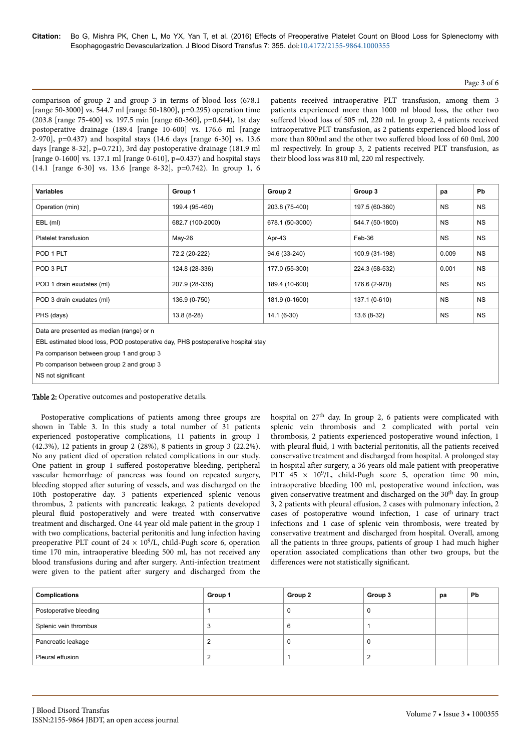comparison of group 2 and group 3 in terms of blood loss (678.1 [range 50-3000] vs. 544.7 ml [range 50-1800], p=0.295) operation time (203.8 [range 75-400] vs. 197.5 min [range 60-360], p=0.644), 1st day postoperative drainage (189.4 [range 10-600] vs. 176.6 ml [range 2-970], p=0.437) and hospital stays (14.6 days [range 6-30] vs. 13.6 days [range 8-32], p=0.721), 3rd day postoperative drainage (181.9 ml [range 0-1600] vs. 137.1 ml [range 0-610], p=0.437) and hospital stays (14.1 [range 6-30] vs. 13.6 [range 8-32], p=0.742). In group 1, 6 patients received intraoperative PLT transfusion, among them 3 patients experienced more than 1000 ml blood loss, the other two suffered blood loss of 505 ml, 220 ml. In group 2, 4 patients received intraoperative PLT transfusion, as 2 patients experienced blood loss of more than 800ml and the other two suffered blood loss of 60 0ml, 200 ml respectively. In group 3, 2 patients received PLT transfusion, as their blood loss was 810 ml, 220 ml respectively.

| Variables | Group 1 | Group 2 | Group 3 | pa | Pb |
|---|---|---|---|---|---|
| Operation (min) | 199.4 (95-460) | 203.8 (75-400) | 197.5 (60-360) | NS | NS |
| EBL (ml) | 682.7 (100-2000) | 678.1 (50-3000) | 544.7 (50-1800) | NS | NS |
| Platelet transfusion | May-26 | Apr-43 | Feb-36 | NS | NS |
| POD 1 PLT | 72.2 (20-222) | 94.6 (33-240) | 100.9 (31-198) | 0.009 | NS |
| POD 3 PLT | 124.8 (28-336) | 177.0 (55-300) | 224.3 (58-532) | 0.001 | NS |
| POD 1 drain exudates (ml) | 207.9 (28-336) | 189.4 (10-600) | 176.6 (2-970) | NS | NS |
| POD 3 drain exudates (ml) | 136.9 (0-750) | 181.9 (0-1600) | 137.1 (0-610) | NS | NS |
| PHS (days) | 13.8 (8-28) | 14.1 (6-30) | 13.6 (8-32) | NS | NS |

Data are presented as median (range) or n

EBL estimated blood loss, POD postoperative day, PHS postoperative hospital stay

Pa comparison between group 1 and group 3

Pb comparison between group 2 and group 3

NS not significant

**Table 2:** Operative outcomes and postoperative details.

Postoperative complications of patients among three groups are shown in Table 3. In this study a total number of 31 patients experienced postoperative complications, 11 patients in group 1 (42.3%), 12 patients in group 2 (28%), 8 patients in group 3 (22.2%). No any patient died of operation related complications in our study. One patient in group 1 suffered postoperative bleeding, peripheral vascular hemorrhage of pancreas was found on repeated surgery, bleeding stopped after suturing of vessels, and was discharged on the 10th postoperative day. 3 patients experienced splenic venous thrombus, 2 patients with pancreatic leakage, 2 patients developed pleural fluid postoperatively and were treated with conservative treatment and discharged. One 44 year old male patient in the group 1 with two complications, bacterial peritonitis and lung infection having preoperative PLT count of 24 × $10^9$/L, child-Pugh score 6, operation time 170 min, intraoperative bleeding 500 ml, has not received any blood transfusions during and after surgery. Anti-infection treatment were given to the patient after surgery and discharged from the hospital on 27th day. In group 2, 6 patients were complicated with splenic vein thrombosis and 2 complicated with portal vein thrombosis, 2 patients experienced postoperative wound infection, 1 with pleural fluid, 1 with bacterial peritonitis, all the patients received conservative treatment and discharged from hospital. A prolonged stay in hospital after surgery, a 36 years old male patient with preoperative PLT 45 × $10^9$/L, child-Pugh score 5, operation time 90 min, intraoperative bleeding 100 ml, postoperative wound infection, was given conservative treatment and discharged on the 30th day. In group 3, 2 patients with pleural effusion, 2 cases with pulmonary infection, 2 cases of postoperative wound infection, 1 case of urinary tract infections and 1 case of splenic vein thrombosis, were treated by conservative treatment and discharged from hospital. Overall, among all the patients in three groups, patients of group 1 had much higher operation associated complications than other two groups, but the differences were not statistically significant.

| Complications | Group 1 | Group 2 | Group 3 | pa | Pb |
|---|---|---|---|---|---|
| Postoperative bleeding | 1 | 0 | 0 | | |
| Splenic vein thrombus | 3 | 6 | 1 | | |
| Pancreatic leakage | 2 | 0 | 0 | | |
| Pleural effusion | 2 | 1 | 2 | | |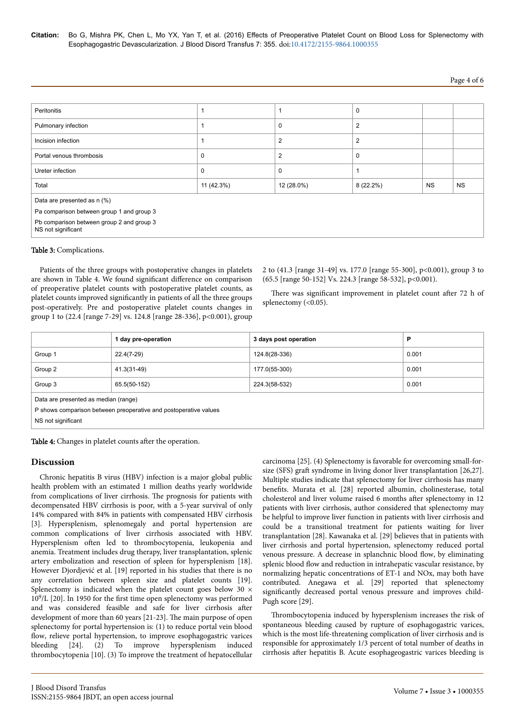| Peritonitis | 1 | 1 | 0 | | |
|---|---|---|---|---|---|
| Pulmonary infection | 1 | 0 | 2 | | |
| Incision infection | 1 | 2 | 2 | | |
| Portal venous thrombosis | 0 | 2 | 0 | | |
| Ureter infection | 0 | 0 | 1 | | |
| Total | 11 (42.3%) | 12 (28.0%) | 8 (22.2%) | NS | NS |

Data are presented as n (%)

Pa comparison between group 1 and group 3

Pb comparison between group 2 and group 3

NS not significant

**Table 3:** Complications.

Patients of the three groups with postoperative changes in platelets are shown in Table 4. We found significant difference on comparison of preoperative platelet counts with postoperative platelet counts, as platelet counts improved significantly in patients of all the three groups post-operatively. Pre and postoperative platelet counts changes in group 1 to (22.4 [range 7-29] vs. 124.8 [range 28-336], p<0.001), group 2 to (41.3 [range 31-49] vs. 177.0 [range 55-300], p<0.001), group 3 to (65.5 [range 50-152] Vs. 224.3 [range 58-532], p<0.001).

There was significant improvement in platelet count after 72 h of splenectomy (<0.05).

| | 1 day pre-operation | 3 days post operation | P |
|---|---|---|---|
| Group 1 | 22.4(7-29) | 124.8(28-336) | 0.001 |
| Group 2 | 41.3(31-49) | 177.0(55-300) | 0.001 |
| Group 3 | 65.5(50-152) | 224.3(58-532) | 0.001 |

Data are presented as median (range)

P shows comparison between preoperative and postoperative values

NS not significant

**Table 4:** Changes in platelet counts after the operation.

## Discussion

Chronic hepatitis B virus (HBV) infection is a major global public health problem with an estimated 1 million deaths yearly worldwide from complications of liver cirrhosis. The prognosis for patients with decompensated HBV cirrhosis is poor, with a 5-year survival of only 14% compared with 84% in patients with compensated HBV cirrhosis [3]. Hypersplenism, splenomegaly and portal hypertension are common complications of liver cirrhosis associated with HBV. Hypersplenism often led to thrombocytopenia, leukopenia and anemia. Treatment includes drug therapy, liver transplantation, splenic artery embolization and resection of spleen for hypersplenism [18]. However Djordjević et al. [19] reported in his studies that there is no any correlation between spleen size and platelet counts [19]. Splenectomy is indicated when the platelet count goes below 30 × $10^9$/L [20]. In 1950 for the first time open splenectomy was performed and was considered feasible and safe for liver cirrhosis after development of more than 60 years [21-23]. The main purpose of open splenectomy for portal hypertension is: (1) to reduce portal vein blood flow, relieve portal hypertension, to improve esophagogastric varices bleeding [24]. (2) To improve hypersplenism induced thrombocytopenia [10]. (3) To improve the treatment of hepatocellular carcinoma [25]. (4) Splenectomy is favorable for overcoming small-for-size (SFS) graft syndrome in living donor liver transplantation [26,27]. Multiple studies indicate that splenectomy for liver cirrhosis has many benefits. Murata et al. [28] reported albumin, cholinesterase, total cholesterol and liver volume raised 6 months after splenectomy in 12 patients with liver cirrhosis, author considered that splenectomy may be helpful to improve liver function in patients with liver cirrhosis and could be a transitional treatment for patients waiting for liver transplantation [28]. Kawanaka et al. [29] believes that in patients with liver cirrhosis and portal hypertension, splenectomy reduced portal venous pressure. A decrease in splanchnic blood flow, by eliminating splenic blood flow and reduction in intrahepatic vascular resistance, by normalizing hepatic concentrations of ET-1 and NOx, may both have contributed. Anegawa et al. [29] reported that splenectomy significantly decreased portal venous pressure and improves child-Pugh score [29].

Thrombocytopenia induced by hypersplenism increases the risk of spontaneous bleeding caused by rupture of esophagogastric varices, which is the most life-threatening complication of liver cirrhosis and is responsible for approximately 1/3 percent of total number of deaths in cirrhosis after hepatitis B. Acute esophageogastric varices bleeding is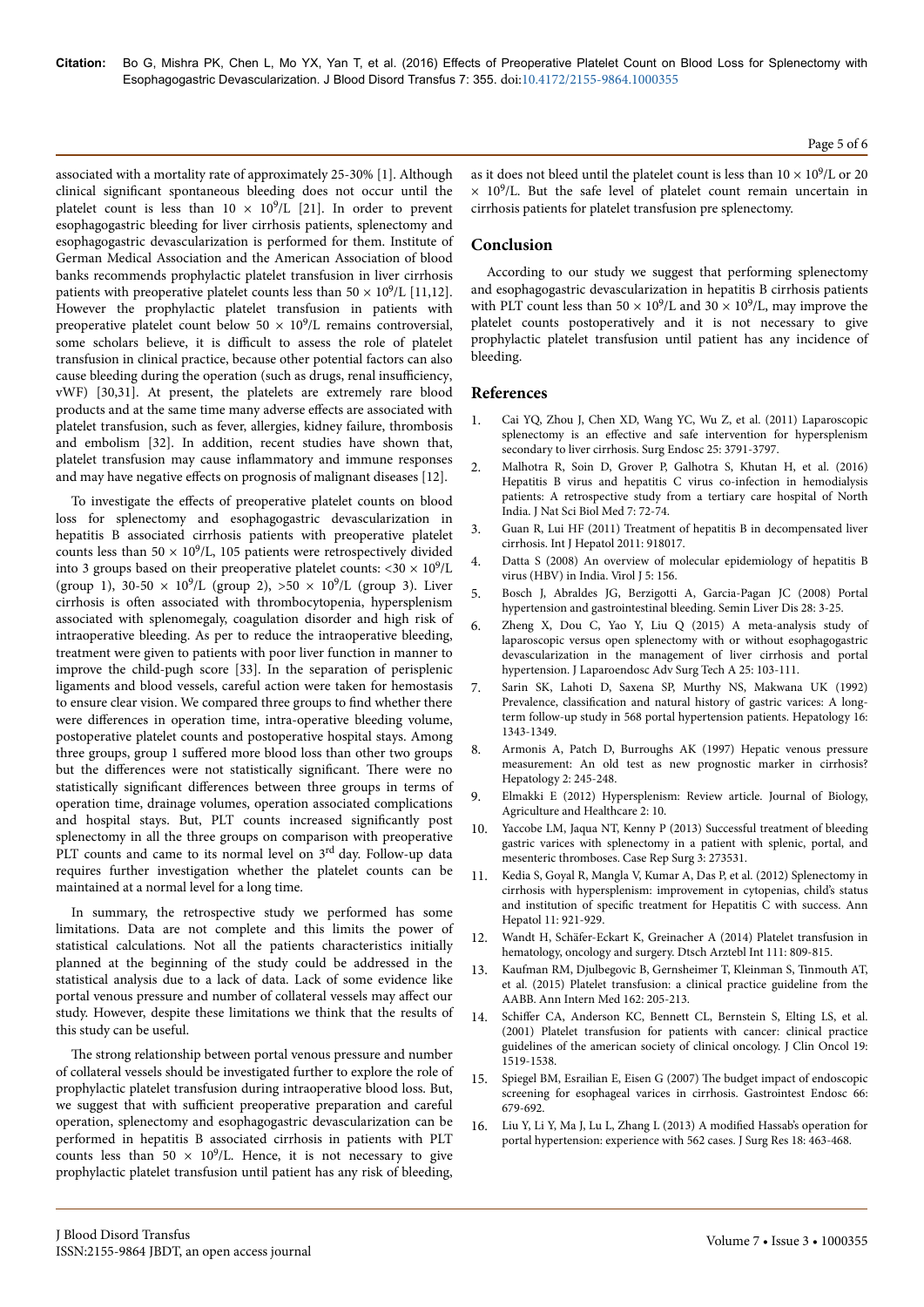associated with a mortality rate of approximately 25-30% [1]. Although clinical significant spontaneous bleeding does not occur until the platelet count is less than $10 \times 10^9$/L [21]. In order to prevent esophagogastric bleeding for liver cirrhosis patients, splenectomy and esophagogastric devascularization is performed for them. Institute of German Medical Association and the American Association of blood banks recommends prophylactic platelet transfusion in liver cirrhosis patients with preoperative platelet counts less than $50 \times 10^9$/L [11,12]. However the prophylactic platelet transfusion in patients with preoperative platelet count below $50 \times 10^9$/L remains controversial, some scholars believe, it is difficult to assess the role of platelet transfusion in clinical practice, because other potential factors can also cause bleeding during the operation (such as drugs, renal insufficiency, vWF) [30,31]. At present, the platelets are extremely rare blood products and at the same time many adverse effects are associated with platelet transfusion, such as fever, allergies, kidney failure, thrombosis and embolism [32]. In addition, recent studies have shown that, platelet transfusion may cause inflammatory and immune responses and may have negative effects on prognosis of malignant diseases [12].

To investigate the effects of preoperative platelet counts on blood loss for splenectomy and esophagogastric devascularization in hepatitis B associated cirrhosis patients with preoperative platelet counts less than $50 \times 10^9$/L, 105 patients were retrospectively divided into 3 groups based on their preoperative platelet counts: $<30 \times 10^9$/L (group 1), $30\text{-}50 \times 10^9$/L (group 2), $>50 \times 10^9$/L (group 3). Liver cirrhosis is often associated with thrombocytopenia, hypersplenism associated with splenomegaly, coagulation disorder and high risk of intraoperative bleeding. As per to reduce the intraoperative bleeding, treatment were given to patients with poor liver function in manner to improve the child-pugh score [33]. In the separation of perisplenic ligaments and blood vessels, careful action were taken for hemostasis to ensure clear vision. We compared three groups to find whether there were differences in operation time, intra-operative bleeding volume, postoperative platelet counts and postoperative hospital stays. Among three groups, group 1 suffered more blood loss than other two groups but the differences were not statistically significant. There were no statistically significant differences between three groups in terms of operation time, drainage volumes, operation associated complications and hospital stays. But, PLT counts increased significantly post splenectomy in all the three groups on comparison with preoperative PLT counts and came to its normal level on 3rd day. Follow-up data requires further investigation whether the platelet counts can be maintained at a normal level for a long time.

In summary, the retrospective study we performed has some limitations. Data are not complete and this limits the power of statistical calculations. Not all the patients characteristics initially planned at the beginning of the study could be addressed in the statistical analysis due to a lack of data. Lack of some evidence like portal venous pressure and number of collateral vessels may affect our study. However, despite these limitations we think that the results of this study can be useful.

The strong relationship between portal venous pressure and number of collateral vessels should be investigated further to explore the role of prophylactic platelet transfusion during intraoperative blood loss. But, we suggest that with sufficient preoperative preparation and careful operation, splenectomy and esophagogastric devascularization can be performed in hepatitis B associated cirrhosis in patients with PLT counts less than $50 \times 10^9$/L. Hence, it is not necessary to give prophylactic platelet transfusion until patient has any risk of bleeding, as it does not bleed until the platelet count is less than $10 \times 10^9$/L or 20 $\times 10^9$/L. But the safe level of platelet count remain uncertain in cirrhosis patients for platelet transfusion pre splenectomy.

## Conclusion

According to our study we suggest that performing splenectomy and esophagogastric devascularization in hepatitis B cirrhosis patients with PLT count less than $50 \times 10^9$/L and $30 \times 10^9$/L, may improve the platelet counts postoperatively and it is not necessary to give prophylactic platelet transfusion until patient has any incidence of bleeding.

## References

1. Cai YQ, Zhou J, Chen XD, Wang YC, Wu Z, et al. (2011) Laparoscopic splenectomy is an effective and safe intervention for hypersplenism secondary to liver cirrhosis. Surg Endosc 25: 3791-3797.
2. Malhotra R, Soin D, Grover P, Galhotra S, Khutan H, et al. (2016) Hepatitis B virus and hepatitis C virus co-infection in hemodialysis patients: A retrospective study from a tertiary care hospital of North India. J Nat Sci Biol Med 7: 72-74.
3. Guan R, Lui HF (2011) Treatment of hepatitis B in decompensated liver cirrhosis. Int J Hepatol 2011: 918017.
4. Datta S (2008) An overview of molecular epidemiology of hepatitis B virus (HBV) in India. Virol J 5: 156.
5. Bosch J, Abraldes JG, Berzigotti A, Garcia-Pagan JC (2008) Portal hypertension and gastrointestinal bleeding. Semin Liver Dis 28: 3-25.
6. Zheng X, Dou C, Yao Y, Liu Q (2015) A meta-analysis study of laparoscopic versus open splenectomy with or without esophagogastric devascularization in the management of liver cirrhosis and portal hypertension. J Laparoendosc Adv Surg Tech A 25: 103-111.
7. Sarin SK, Lahoti D, Saxena SP, Murthy NS, Makwana UK (1992) Prevalence, classification and natural history of gastric varices: A long-term follow-up study in 568 portal hypertension patients. Hepatology 16: 1343-1349.
8. Armonis A, Patch D, Burroughs AK (1997) Hepatic venous pressure measurement: An old test as new prognostic marker in cirrhosis? Hepatology 2: 245-248.
9. Elmakki E (2012) Hypersplenism: Review article. Journal of Biology, Agriculture and Healthcare 2: 10.
10. Yaccobe LM, Jaqua NT, Kenny P (2013) Successful treatment of bleeding gastric varices with splenectomy in a patient with splenic, portal, and mesenteric thromboses. Case Rep Surg 3: 273531.
11. Kedia S, Goyal R, Mangla V, Kumar A, Das P, et al. (2012) Splenectomy in cirrhosis with hypersplenism: improvement in cytopenias, child's status and institution of specific treatment for Hepatitis C with success. Ann Hepatol 11: 921-929.
12. Wandt H, Schäfer-Eckart K, Greinacher A (2014) Platelet transfusion in hematology, oncology and surgery. Dtsch Arztebl Int 111: 809-815.
13. Kaufman RM, Djulbegovic B, Gernsheimer T, Kleinman S, Tinmouth AT, et al. (2015) Platelet transfusion: a clinical practice guideline from the AABB. Ann Intern Med 162: 205-213.
14. Schiffer CA, Anderson KC, Bennett CL, Bernstein S, Elting LS, et al. (2001) Platelet transfusion for patients with cancer: clinical practice guidelines of the american society of clinical oncology. J Clin Oncol 19: 1519-1538.
15. Spiegel BM, Esrailian E, Eisen G (2007) The budget impact of endoscopic screening for esophageal varices in cirrhosis. Gastrointest Endosc 66: 679-692.
16. Liu Y, Li Y, Ma J, Lu L, Zhang L (2013) A modified Hassab's operation for portal hypertension: experience with 562 cases. J Surg Res 18: 463-468.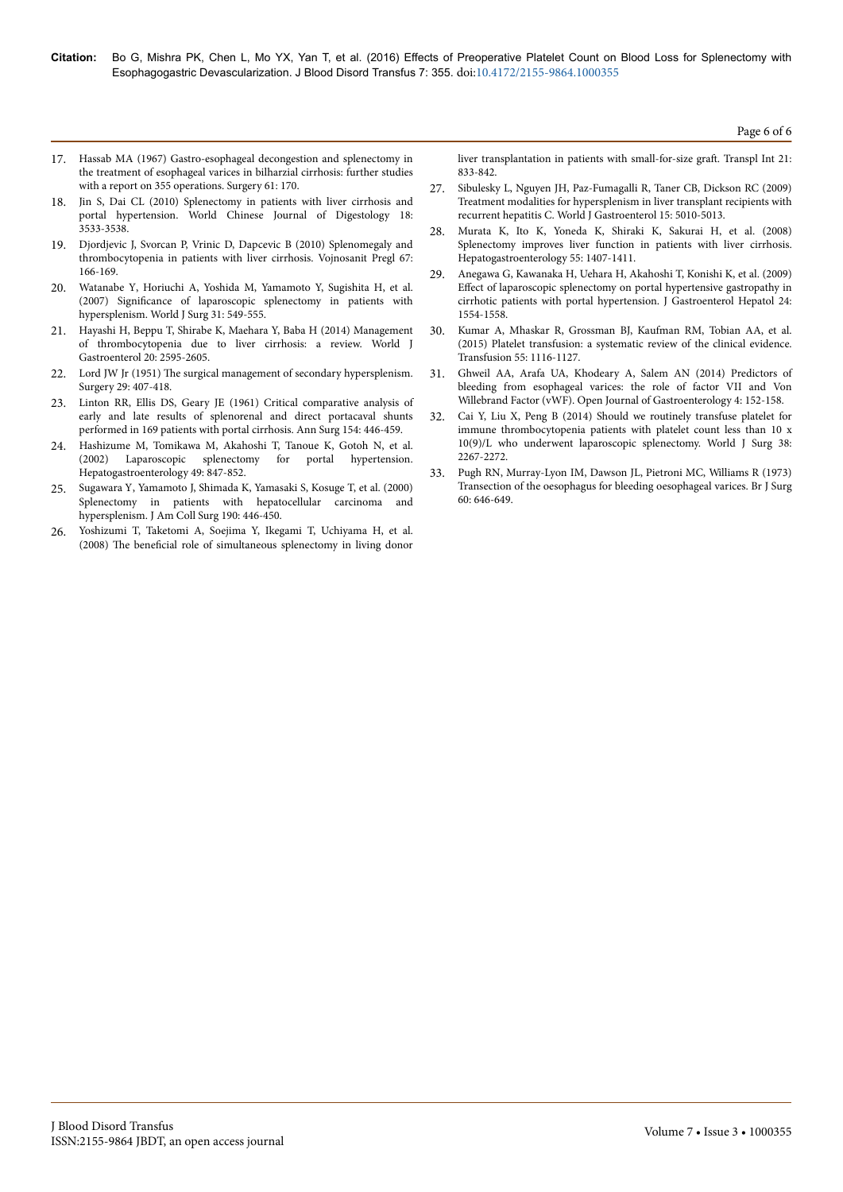17. Hassab MA (1967) Gastro-esophageal decongestion and splenectomy in the treatment of esophageal varices in bilharzial cirrhosis: further studies with a report on 355 operations. Surgery 61: 170.
18. Jin S, Dai CL (2010) Splenectomy in patients with liver cirrhosis and portal hypertension. World Chinese Journal of Digestology 18: 3533-3538.
19. Djordjevic J, Svorcan P, Vrinic D, Dapcevic B (2010) Splenomegaly and thrombocytopenia in patients with liver cirrhosis. Vojnosanit Pregl 67: 166-169.
20. Watanabe Y, Horiuchi A, Yoshida M, Yamamoto Y, Sugishita H, et al. (2007) Significance of laparoscopic splenectomy in patients with hypersplenism. World J Surg 31: 549-555.
21. Hayashi H, Beppu T, Shirabe K, Maehara Y, Baba H (2014) Management of thrombocytopenia due to liver cirrhosis: a review. World J Gastroenterol 20: 2595-2605.
22. Lord JW Jr (1951) The surgical management of secondary hypersplenism. Surgery 29: 407-418.
23. Linton RR, Ellis DS, Geary JE (1961) Critical comparative analysis of early and late results of splenorenal and direct portacaval shunts performed in 169 patients with portal cirrhosis. Ann Surg 154: 446-459.
24. Hashizume M, Tomikawa M, Akahoshi T, Tanoue K, Gotoh N, et al. (2002) Laparoscopic splenectomy for portal hypertension. Hepatogastroenterology 49: 847-852.
25. Sugawara Y, Yamamoto J, Shimada K, Yamasaki S, Kosuge T, et al. (2000) Splenectomy in patients with hepatocellular carcinoma and hypersplenism. J Am Coll Surg 190: 446-450.
26. Yoshizumi T, Taketomi A, Soejima Y, Ikegami T, Uchiyama H, et al. (2008) The beneficial role of simultaneous splenectomy in living donor liver transplantation in patients with small-for-size graft. Transpl Int 21: 833-842.
27. Sibulesky L, Nguyen JH, Paz-Fumagalli R, Taner CB, Dickson RC (2009) Treatment modalities for hypersplenism in liver transplant recipients with recurrent hepatitis C. World J Gastroenterol 15: 5010-5013.
28. Murata K, Ito K, Yoneda K, Shiraki K, Sakurai H, et al. (2008) Splenectomy improves liver function in patients with liver cirrhosis. Hepatogastroenterology 55: 1407-1411.
29. Anegawa G, Kawanaka H, Uehara H, Akahoshi T, Konishi K, et al. (2009) Effect of laparoscopic splenectomy on portal hypertensive gastropathy in cirrhotic patients with portal hypertension. J Gastroenterol Hepatol 24: 1554-1558.
30. Kumar A, Mhaskar R, Grossman BJ, Kaufman RM, Tobian AA, et al. (2015) Platelet transfusion: a systematic review of the clinical evidence. Transfusion 55: 1116-1127.
31. Ghweil AA, Arafa UA, Khodeary A, Salem AN (2014) Predictors of bleeding from esophageal varices: the role of factor VII and Von Willebrand Factor (vWF). Open Journal of Gastroenterology 4: 152-158.
32. Cai Y, Liu X, Peng B (2014) Should we routinely transfuse platelet for immune thrombocytopenia patients with platelet count less than 10 x 10(9)/L who underwent laparoscopic splenectomy. World J Surg 38: 2267-2272.
33. Pugh RN, Murray-Lyon IM, Dawson JL, Pietroni MC, Williams R (1973) Transection of the oesophagus for bleeding oesophageal varices. Br J Surg 60: 646-649.